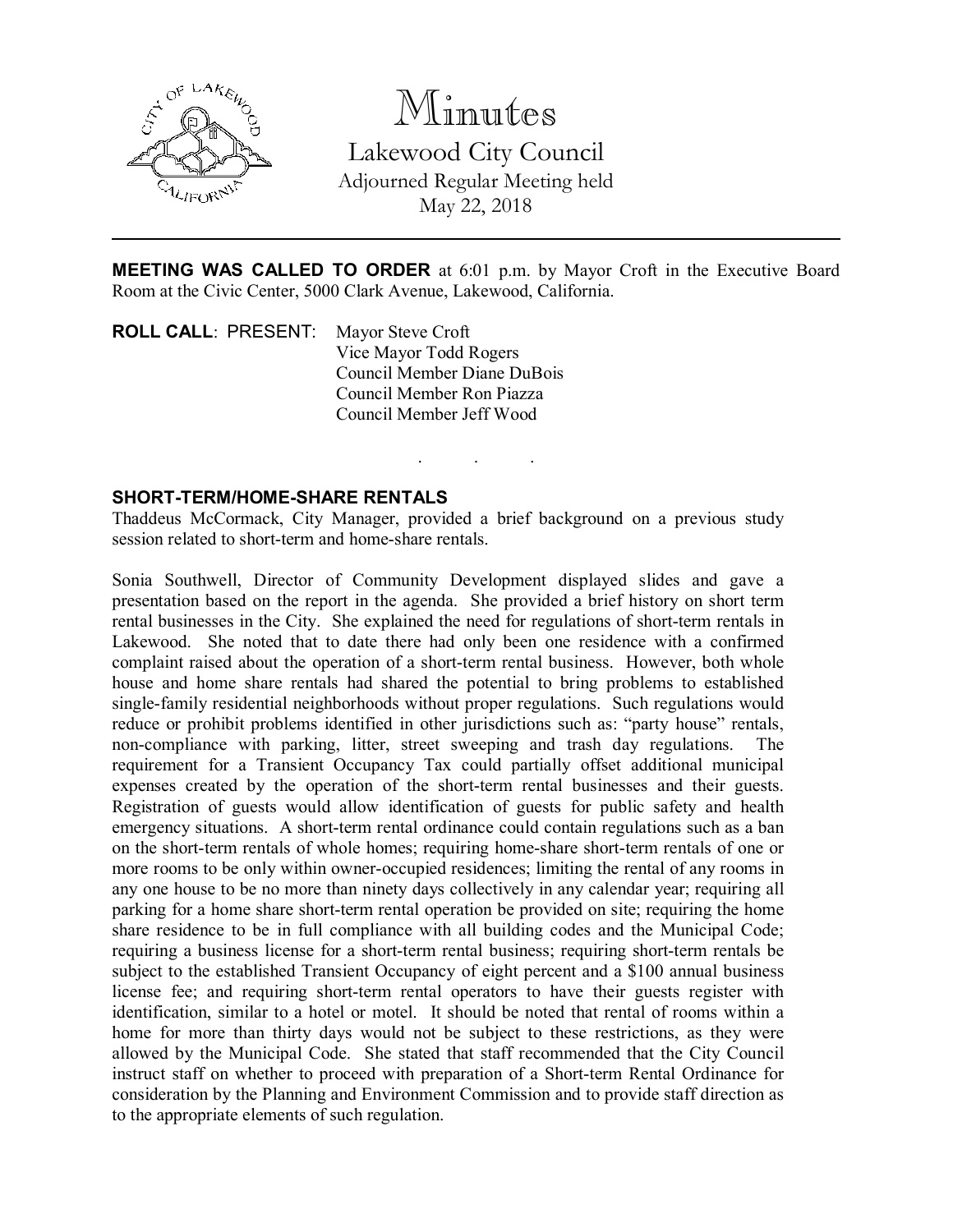# Minutes

## Lakewood City Council

Adjourned Regular Meeting held
May 22, 2018

---

**MEETING WAS CALLED TO ORDER** at 6:01 p.m. by Mayor Croft in the Executive Board Room at the Civic Center, 5000 Clark Avenue, Lakewood, California.

**ROLL CALL**: PRESENT: Mayor Steve Croft
Vice Mayor Todd Rogers
Council Member Diane DuBois
Council Member Ron Piazza
Council Member Jeff Wood

. . .

**SHORT-TERM/HOME-SHARE RENTALS**

Thaddeus McCormack, City Manager, provided a brief background on a previous study session related to short-term and home-share rentals.

Sonia Southwell, Director of Community Development displayed slides and gave a presentation based on the report in the agenda. She provided a brief history on short term rental businesses in the City. She explained the need for regulations of short-term rentals in Lakewood. She noted that to date there had only been one residence with a confirmed complaint raised about the operation of a short-term rental business. However, both whole house and home share rentals had shared the potential to bring problems to established single-family residential neighborhoods without proper regulations. Such regulations would reduce or prohibit problems identified in other jurisdictions such as: "party house" rentals, non-compliance with parking, litter, street sweeping and trash day regulations. The requirement for a Transient Occupancy Tax could partially offset additional municipal expenses created by the operation of the short-term rental businesses and their guests. Registration of guests would allow identification of guests for public safety and health emergency situations. A short-term rental ordinance could contain regulations such as a ban on the short-term rentals of whole homes; requiring home-share short-term rentals of one or more rooms to be only within owner-occupied residences; limiting the rental of any rooms in any one house to be no more than ninety days collectively in any calendar year; requiring all parking for a home share short-term rental operation be provided on site; requiring the home share residence to be in full compliance with all building codes and the Municipal Code; requiring a business license for a short-term rental business; requiring short-term rentals be subject to the established Transient Occupancy of eight percent and a $100 annual business license fee; and requiring short-term rental operators to have their guests register with identification, similar to a hotel or motel. It should be noted that rental of rooms within a home for more than thirty days would not be subject to these restrictions, as they were allowed by the Municipal Code. She stated that staff recommended that the City Council instruct staff on whether to proceed with preparation of a Short-term Rental Ordinance for consideration by the Planning and Environment Commission and to provide staff direction as to the appropriate elements of such regulation.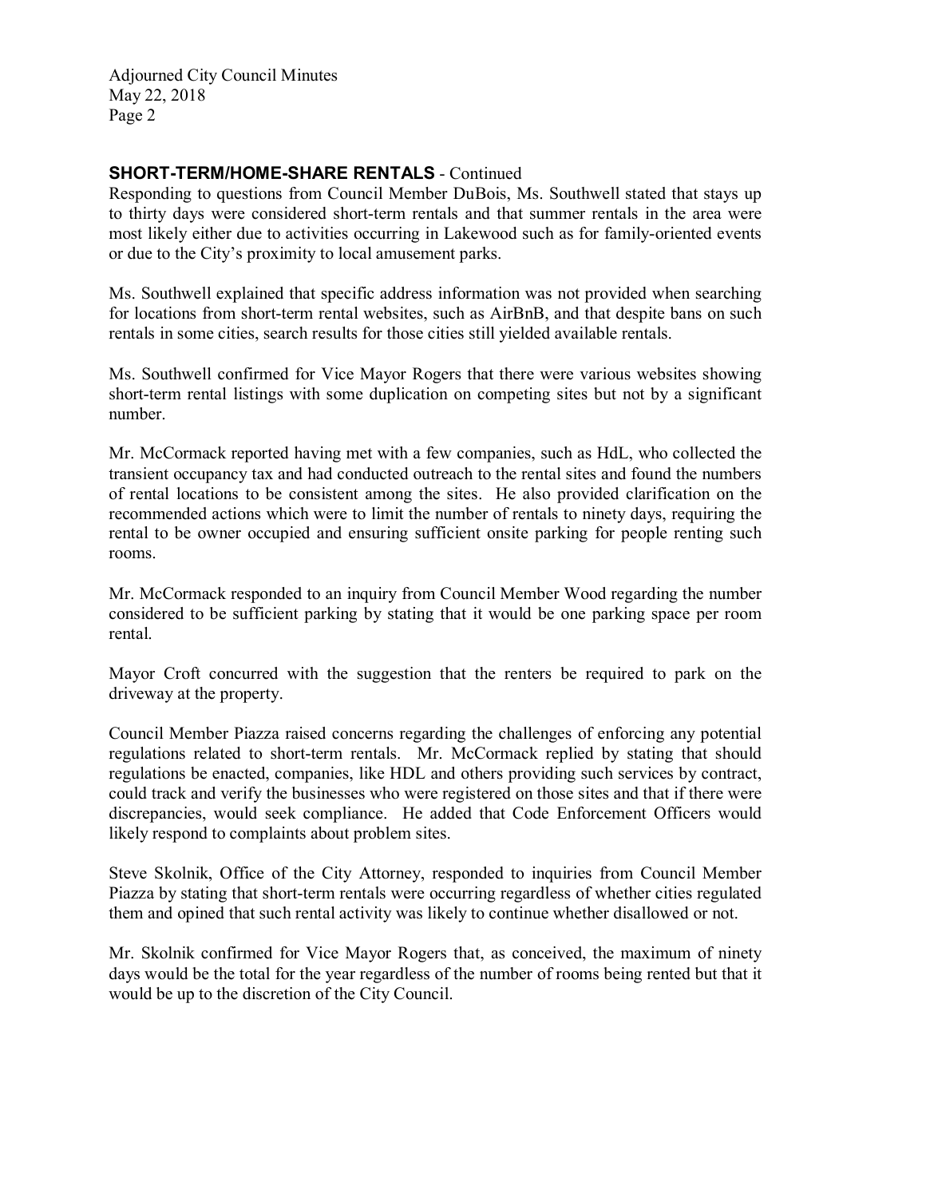### SHORT-TERM/HOME-SHARE RENTALS - Continued

Responding to questions from Council Member DuBois, Ms. Southwell stated that stays up to thirty days were considered short-term rentals and that summer rentals in the area were most likely either due to activities occurring in Lakewood such as for family-oriented events or due to the City's proximity to local amusement parks.

Ms. Southwell explained that specific address information was not provided when searching for locations from short-term rental websites, such as AirBnB, and that despite bans on such rentals in some cities, search results for those cities still yielded available rentals.

Ms. Southwell confirmed for Vice Mayor Rogers that there were various websites showing short-term rental listings with some duplication on competing sites but not by a significant number.

Mr. McCormack reported having met with a few companies, such as HdL, who collected the transient occupancy tax and had conducted outreach to the rental sites and found the numbers of rental locations to be consistent among the sites. He also provided clarification on the recommended actions which were to limit the number of rentals to ninety days, requiring the rental to be owner occupied and ensuring sufficient onsite parking for people renting such rooms.

Mr. McCormack responded to an inquiry from Council Member Wood regarding the number considered to be sufficient parking by stating that it would be one parking space per room rental.

Mayor Croft concurred with the suggestion that the renters be required to park on the driveway at the property.

Council Member Piazza raised concerns regarding the challenges of enforcing any potential regulations related to short-term rentals. Mr. McCormack replied by stating that should regulations be enacted, companies, like HDL and others providing such services by contract, could track and verify the businesses who were registered on those sites and that if there were discrepancies, would seek compliance. He added that Code Enforcement Officers would likely respond to complaints about problem sites.

Steve Skolnik, Office of the City Attorney, responded to inquiries from Council Member Piazza by stating that short-term rentals were occurring regardless of whether cities regulated them and opined that such rental activity was likely to continue whether disallowed or not.

Mr. Skolnik confirmed for Vice Mayor Rogers that, as conceived, the maximum of ninety days would be the total for the year regardless of the number of rooms being rented but that it would be up to the discretion of the City Council.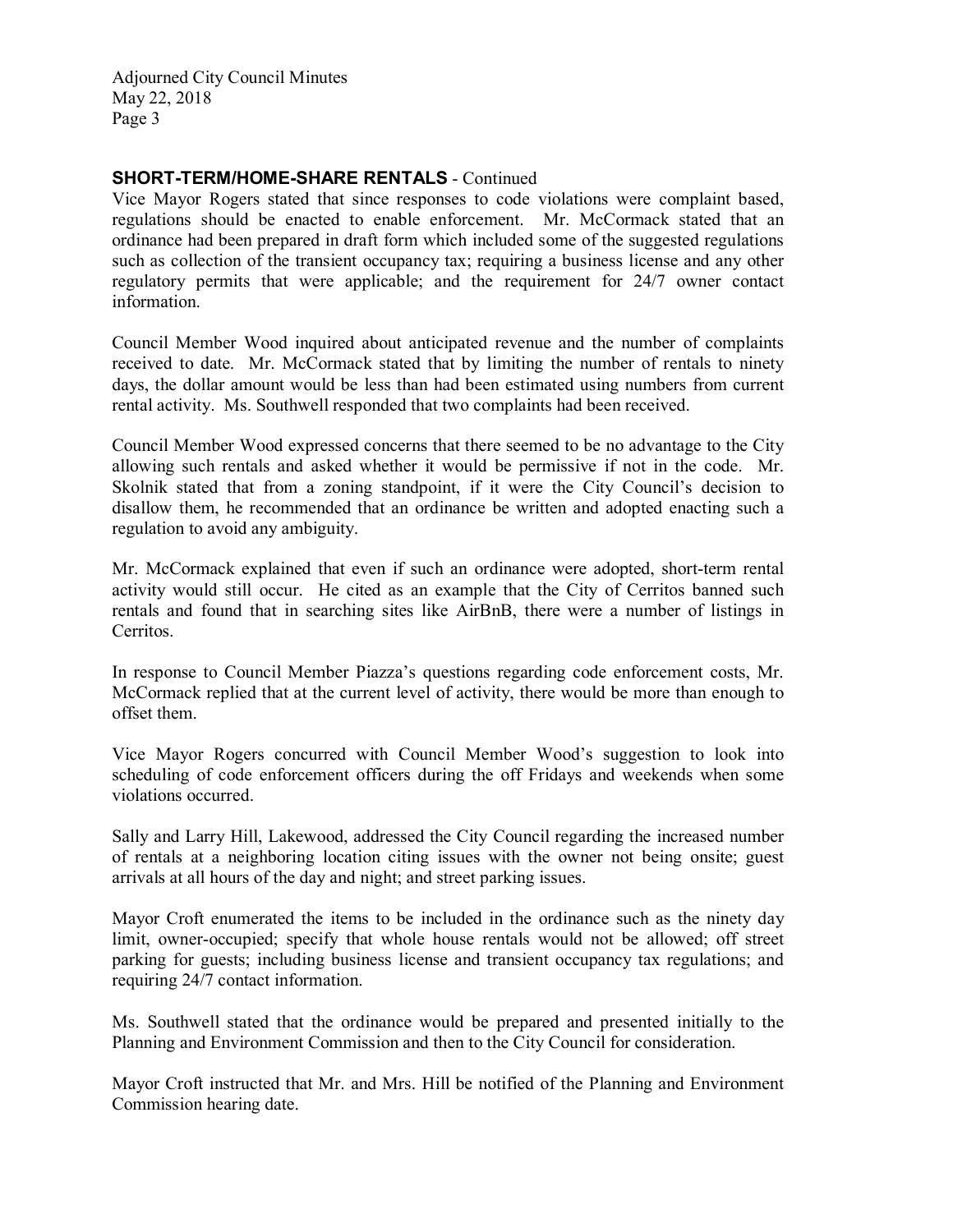**SHORT-TERM/HOME-SHARE RENTALS** - Continued

Vice Mayor Rogers stated that since responses to code violations were complaint based, regulations should be enacted to enable enforcement. Mr. McCormack stated that an ordinance had been prepared in draft form which included some of the suggested regulations such as collection of the transient occupancy tax; requiring a business license and any other regulatory permits that were applicable; and the requirement for 24/7 owner contact information.

Council Member Wood inquired about anticipated revenue and the number of complaints received to date. Mr. McCormack stated that by limiting the number of rentals to ninety days, the dollar amount would be less than had been estimated using numbers from current rental activity. Ms. Southwell responded that two complaints had been received.

Council Member Wood expressed concerns that there seemed to be no advantage to the City allowing such rentals and asked whether it would be permissive if not in the code. Mr. Skolnik stated that from a zoning standpoint, if it were the City Council's decision to disallow them, he recommended that an ordinance be written and adopted enacting such a regulation to avoid any ambiguity.

Mr. McCormack explained that even if such an ordinance were adopted, short-term rental activity would still occur. He cited as an example that the City of Cerritos banned such rentals and found that in searching sites like AirBnB, there were a number of listings in Cerritos.

In response to Council Member Piazza's questions regarding code enforcement costs, Mr. McCormack replied that at the current level of activity, there would be more than enough to offset them.

Vice Mayor Rogers concurred with Council Member Wood's suggestion to look into scheduling of code enforcement officers during the off Fridays and weekends when some violations occurred.

Sally and Larry Hill, Lakewood, addressed the City Council regarding the increased number of rentals at a neighboring location citing issues with the owner not being onsite; guest arrivals at all hours of the day and night; and street parking issues.

Mayor Croft enumerated the items to be included in the ordinance such as the ninety day limit, owner-occupied; specify that whole house rentals would not be allowed; off street parking for guests; including business license and transient occupancy tax regulations; and requiring 24/7 contact information.

Ms. Southwell stated that the ordinance would be prepared and presented initially to the Planning and Environment Commission and then to the City Council for consideration.

Mayor Croft instructed that Mr. and Mrs. Hill be notified of the Planning and Environment Commission hearing date.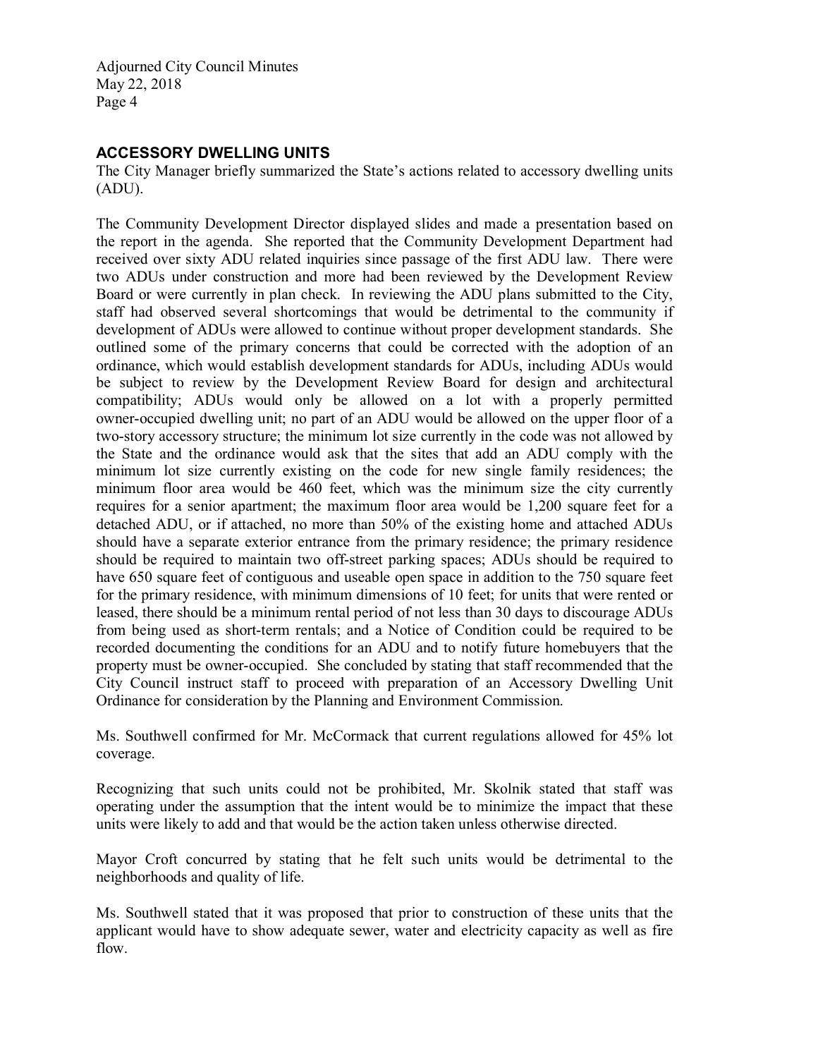## ACCESSORY DWELLING UNITS

The City Manager briefly summarized the State's actions related to accessory dwelling units (ADU).

The Community Development Director displayed slides and made a presentation based on the report in the agenda. She reported that the Community Development Department had received over sixty ADU related inquiries since passage of the first ADU law. There were two ADUs under construction and more had been reviewed by the Development Review Board or were currently in plan check. In reviewing the ADU plans submitted to the City, staff had observed several shortcomings that would be detrimental to the community if development of ADUs were allowed to continue without proper development standards. She outlined some of the primary concerns that could be corrected with the adoption of an ordinance, which would establish development standards for ADUs, including ADUs would be subject to review by the Development Review Board for design and architectural compatibility; ADUs would only be allowed on a lot with a properly permitted owner-occupied dwelling unit; no part of an ADU would be allowed on the upper floor of a two-story accessory structure; the minimum lot size currently in the code was not allowed by the State and the ordinance would ask that the sites that add an ADU comply with the minimum lot size currently existing on the code for new single family residences; the minimum floor area would be 460 feet, which was the minimum size the city currently requires for a senior apartment; the maximum floor area would be 1,200 square feet for a detached ADU, or if attached, no more than 50% of the existing home and attached ADUs should have a separate exterior entrance from the primary residence; the primary residence should be required to maintain two off-street parking spaces; ADUs should be required to have 650 square feet of contiguous and useable open space in addition to the 750 square feet for the primary residence, with minimum dimensions of 10 feet; for units that were rented or leased, there should be a minimum rental period of not less than 30 days to discourage ADUs from being used as short-term rentals; and a Notice of Condition could be required to be recorded documenting the conditions for an ADU and to notify future homebuyers that the property must be owner-occupied. She concluded by stating that staff recommended that the City Council instruct staff to proceed with preparation of an Accessory Dwelling Unit Ordinance for consideration by the Planning and Environment Commission.

Ms. Southwell confirmed for Mr. McCormack that current regulations allowed for 45% lot coverage.

Recognizing that such units could not be prohibited, Mr. Skolnik stated that staff was operating under the assumption that the intent would be to minimize the impact that these units were likely to add and that would be the action taken unless otherwise directed.

Mayor Croft concurred by stating that he felt such units would be detrimental to the neighborhoods and quality of life.

Ms. Southwell stated that it was proposed that prior to construction of these units that the applicant would have to show adequate sewer, water and electricity capacity as well as fire flow.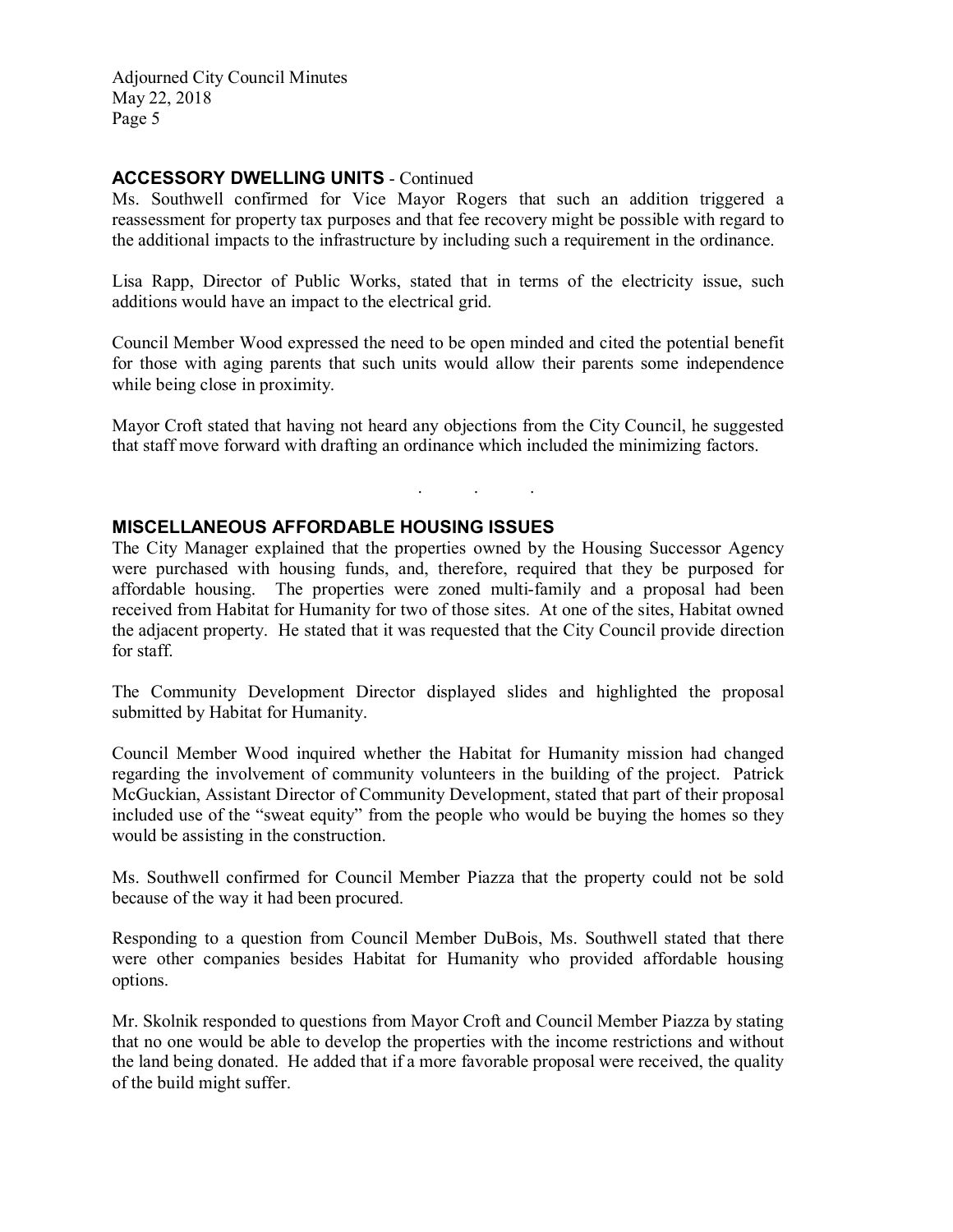## ACCESSORY DWELLING UNITS - Continued

Ms. Southwell confirmed for Vice Mayor Rogers that such an addition triggered a reassessment for property tax purposes and that fee recovery might be possible with regard to the additional impacts to the infrastructure by including such a requirement in the ordinance.

Lisa Rapp, Director of Public Works, stated that in terms of the electricity issue, such additions would have an impact to the electrical grid.

Council Member Wood expressed the need to be open minded and cited the potential benefit for those with aging parents that such units would allow their parents some independence while being close in proximity.

Mayor Croft stated that having not heard any objections from the City Council, he suggested that staff move forward with drafting an ordinance which included the minimizing factors.

. . .

## MISCELLANEOUS AFFORDABLE HOUSING ISSUES

The City Manager explained that the properties owned by the Housing Successor Agency were purchased with housing funds, and, therefore, required that they be purposed for affordable housing. The properties were zoned multi-family and a proposal had been received from Habitat for Humanity for two of those sites. At one of the sites, Habitat owned the adjacent property. He stated that it was requested that the City Council provide direction for staff.

The Community Development Director displayed slides and highlighted the proposal submitted by Habitat for Humanity.

Council Member Wood inquired whether the Habitat for Humanity mission had changed regarding the involvement of community volunteers in the building of the project. Patrick McGuckian, Assistant Director of Community Development, stated that part of their proposal included use of the "sweat equity" from the people who would be buying the homes so they would be assisting in the construction.

Ms. Southwell confirmed for Council Member Piazza that the property could not be sold because of the way it had been procured.

Responding to a question from Council Member DuBois, Ms. Southwell stated that there were other companies besides Habitat for Humanity who provided affordable housing options.

Mr. Skolnik responded to questions from Mayor Croft and Council Member Piazza by stating that no one would be able to develop the properties with the income restrictions and without the land being donated. He added that if a more favorable proposal were received, the quality of the build might suffer.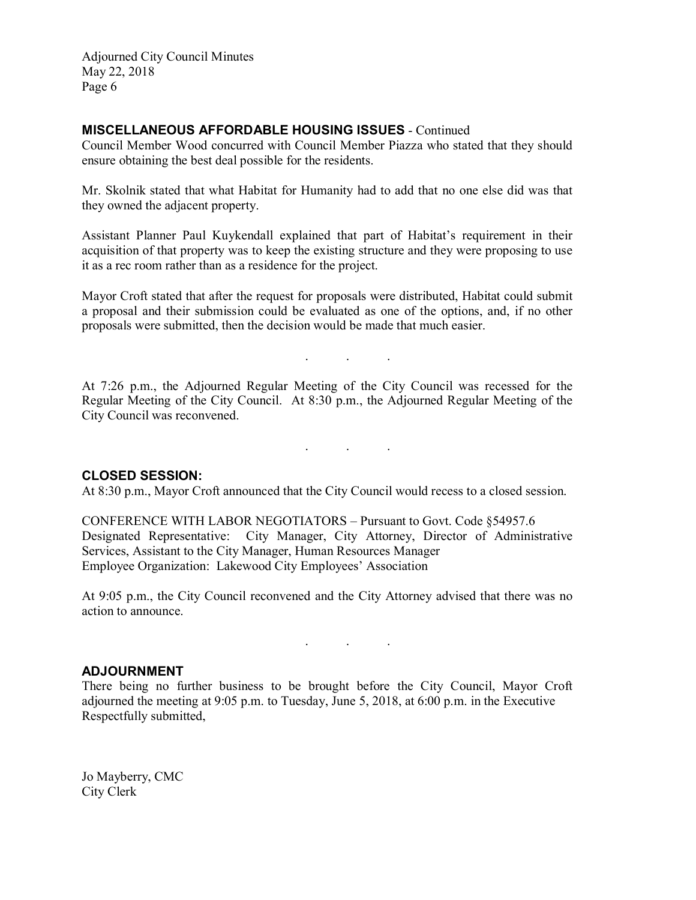## MISCELLANEOUS AFFORDABLE HOUSING ISSUES - Continued

Council Member Wood concurred with Council Member Piazza who stated that they should ensure obtaining the best deal possible for the residents.

Mr. Skolnik stated that what Habitat for Humanity had to add that no one else did was that they owned the adjacent property.

Assistant Planner Paul Kuykendall explained that part of Habitat's requirement in their acquisition of that property was to keep the existing structure and they were proposing to use it as a rec room rather than as a residence for the project.

Mayor Croft stated that after the request for proposals were distributed, Habitat could submit a proposal and their submission could be evaluated as one of the options, and, if no other proposals were submitted, then the decision would be made that much easier.

. . .

At 7:26 p.m., the Adjourned Regular Meeting of the City Council was recessed for the Regular Meeting of the City Council. At 8:30 p.m., the Adjourned Regular Meeting of the City Council was reconvened.

. . .

## CLOSED SESSION:

At 8:30 p.m., Mayor Croft announced that the City Council would recess to a closed session.

CONFERENCE WITH LABOR NEGOTIATORS – Pursuant to Govt. Code §54957.6
Designated Representative: City Manager, City Attorney, Director of Administrative Services, Assistant to the City Manager, Human Resources Manager
Employee Organization: Lakewood City Employees' Association

At 9:05 p.m., the City Council reconvened and the City Attorney advised that there was no action to announce.

. . .

## ADJOURNMENT

There being no further business to be brought before the City Council, Mayor Croft adjourned the meeting at 9:05 p.m. to Tuesday, June 5, 2018, at 6:00 p.m. in the Executive
Respectfully submitted,

Jo Mayberry, CMC
City Clerk